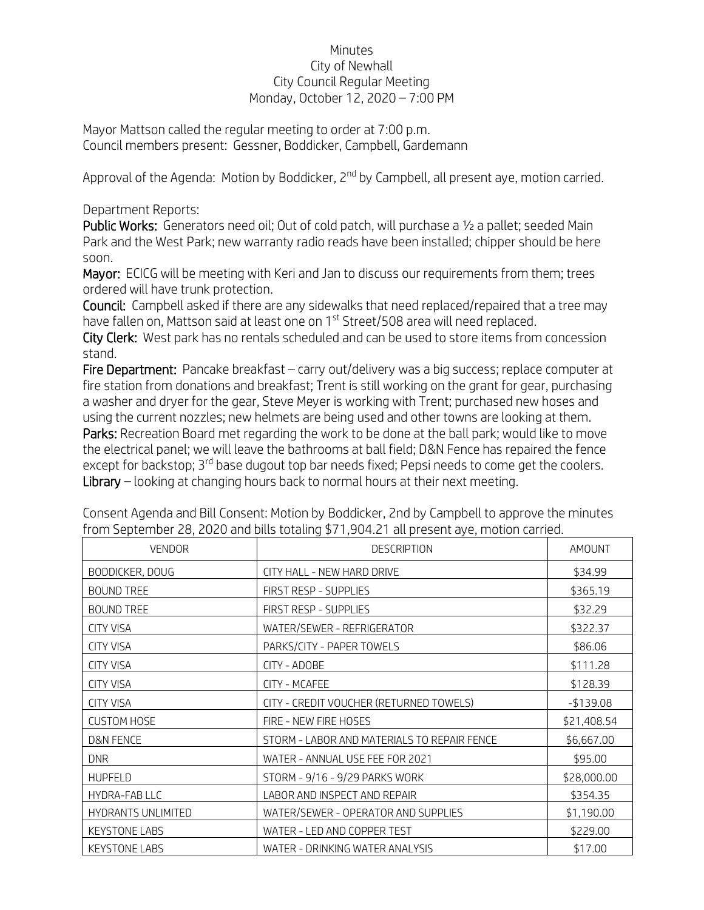Minutes
City of Newhall
City Council Regular Meeting
Monday, October 12, 2020 – 7:00 PM

Mayor Mattson called the regular meeting to order at 7:00 p.m.
Council members present: Gessner, Boddicker, Campbell, Gardemann

Approval of the Agenda: Motion by Boddicker, 2nd by Campbell, all present aye, motion carried.

Department Reports:

**Public Works:** Generators need oil; Out of cold patch, will purchase a ½ a pallet; seeded Main Park and the West Park; new warranty radio reads have been installed; chipper should be here soon.

**Mayor:** ECICG will be meeting with Keri and Jan to discuss our requirements from them; trees ordered will have trunk protection.

**Council:** Campbell asked if there are any sidewalks that need replaced/repaired that a tree may have fallen on, Mattson said at least one on 1st Street/508 area will need replaced.

**City Clerk:** West park has no rentals scheduled and can be used to store items from concession stand.

**Fire Department:** Pancake breakfast – carry out/delivery was a big success; replace computer at fire station from donations and breakfast; Trent is still working on the grant for gear, purchasing a washer and dryer for the gear, Steve Meyer is working with Trent; purchased new hoses and using the current nozzles; new helmets are being used and other towns are looking at them.

**Parks:** Recreation Board met regarding the work to be done at the ball park; would like to move the electrical panel; we will leave the bathrooms at ball field; D&N Fence has repaired the fence except for backstop; 3rd base dugout top bar needs fixed; Pepsi needs to come get the coolers.

**Library** – looking at changing hours back to normal hours at their next meeting.

Consent Agenda and Bill Consent: Motion by Boddicker, 2nd by Campbell to approve the minutes from September 28, 2020 and bills totaling $71,904.21 all present aye, motion carried.

| VENDOR | DESCRIPTION | AMOUNT |
|---|---|---|
| BODDICKER, DOUG | CITY HALL - NEW HARD DRIVE | $34.99 |
| BOUND TREE | FIRST RESP - SUPPLIES | $365.19 |
| BOUND TREE | FIRST RESP - SUPPLIES | $32.29 |
| CITY VISA | WATER/SEWER - REFRIGERATOR | $322.37 |
| CITY VISA | PARKS/CITY - PAPER TOWELS | $86.06 |
| CITY VISA | CITY - ADOBE | $111.28 |
| CITY VISA | CITY - MCAFEE | $128.39 |
| CITY VISA | CITY - CREDIT VOUCHER (RETURNED TOWELS) | -$139.08 |
| CUSTOM HOSE | FIRE - NEW FIRE HOSES | $21,408.54 |
| D&N FENCE | STORM - LABOR AND MATERIALS TO REPAIR FENCE | $6,667.00 |
| DNR | WATER - ANNUAL USE FEE FOR 2021 | $95.00 |
| HUPFELD | STORM - 9/16 - 9/29 PARKS WORK | $28,000.00 |
| HYDRA-FAB LLC | LABOR AND INSPECT AND REPAIR | $354.35 |
| HYDRANTS UNLIMITED | WATER/SEWER - OPERATOR AND SUPPLIES | $1,190.00 |
| KEYSTONE LABS | WATER - LED AND COPPER TEST | $229.00 |
| KEYSTONE LABS | WATER - DRINKING WATER ANALYSIS | $17.00 |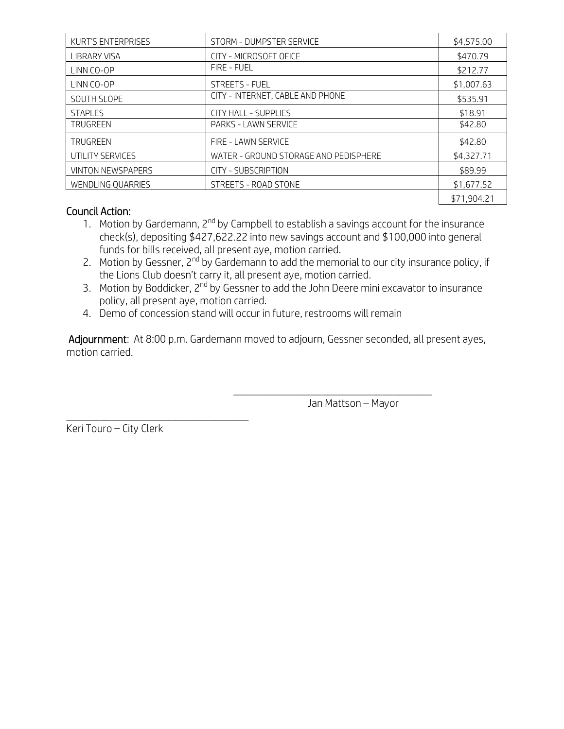| | | |
|---|---|---|
| KURT'S ENTERPRISES | STORM - DUMPSTER SERVICE | $4,575.00 |
| LIBRARY VISA | CITY - MICROSOFT OFICE | $470.79 |
| LINN CO-OP | FIRE - FUEL | $212.77 |
| LINN CO-OP | STREETS - FUEL | $1,007.63 |
| SOUTH SLOPE | CITY - INTERNET, CABLE AND PHONE | $535.91 |
| STAPLES | CITY HALL - SUPPLIES | $18.91 |
| TRUGREEN | PARKS - LAWN SERVICE | $42.80 |
| TRUGREEN | FIRE - LAWN SERVICE | $42.80 |
| UTILITY SERVICES | WATER - GROUND STORAGE AND PEDISPHERE | $4,327.71 |
| VINTON NEWSPAPERS | CITY - SUBSCRIPTION | $89.99 |
| WENDLING QUARRIES | STREETS - ROAD STONE | $1,677.52 |
| | | $71,904.21 |

**Council Action:**

1. Motion by Gardemann, 2nd by Campbell to establish a savings account for the insurance check(s), depositing $427,622.22 into new savings account and $100,000 into general funds for bills received, all present aye, motion carried.
2. Motion by Gessner, 2nd by Gardemann to add the memorial to our city insurance policy, if the Lions Club doesn't carry it, all present aye, motion carried.
3. Motion by Boddicker, 2nd by Gessner to add the John Deere mini excavator to insurance policy, all present aye, motion carried.
4. Demo of concession stand will occur in future, restrooms will remain

**Adjournment**: At 8:00 p.m. Gardemann moved to adjourn, Gessner seconded, all present ayes, motion carried.

\_\_\_\_\_\_\_\_\_\_\_\_\_\_\_\_\_\_\_\_\_\_\_\_\_\_\_\_\_\_\_\_\_\_\_\_\_\_

Jan Mattson – Mayor

\_\_\_\_\_\_\_\_\_\_\_\_\_\_\_\_\_\_\_\_\_\_\_\_\_\_\_\_\_\_\_\_\_\_\_\_\_\_

Keri Touro – City Clerk